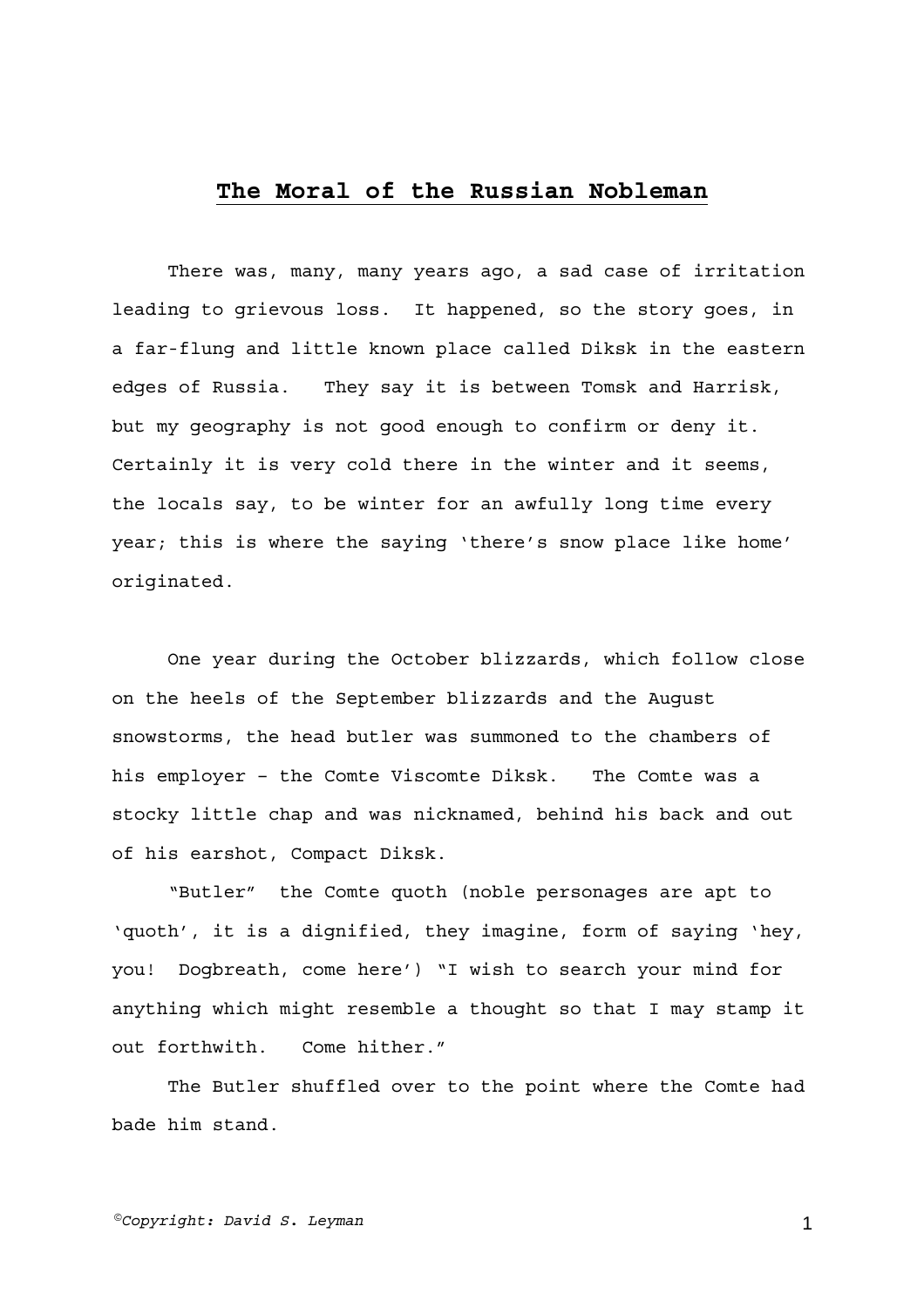# The Moral of the Russian Nobleman

There was, many, many years ago, a sad case of irritation leading to grievous loss. It happened, so the story goes, in a far-flung and little known place called Diksk in the eastern edges of Russia. They say it is between Tomsk and Harrisk, but my geography is not good enough to confirm or deny it. Certainly it is very cold there in the winter and it seems, the locals say, to be winter for an awfully long time every year; this is where the saying 'there's snow place like home' originated.

One year during the October blizzards, which follow close on the heels of the September blizzards and the August snowstorms, the head butler was summoned to the chambers of his employer – the Comte Viscomte Diksk. The Comte was a stocky little chap and was nicknamed, behind his back and out of his earshot, Compact Diksk.

"Butler" the Comte quoth (noble personages are apt to 'quoth', it is a dignified, they imagine, form of saying 'hey, you! Dogbreath, come here') "I wish to search your mind for anything which might resemble a thought so that I may stamp it out forthwith. Come hither."

The Butler shuffled over to the point where the Comte had bade him stand.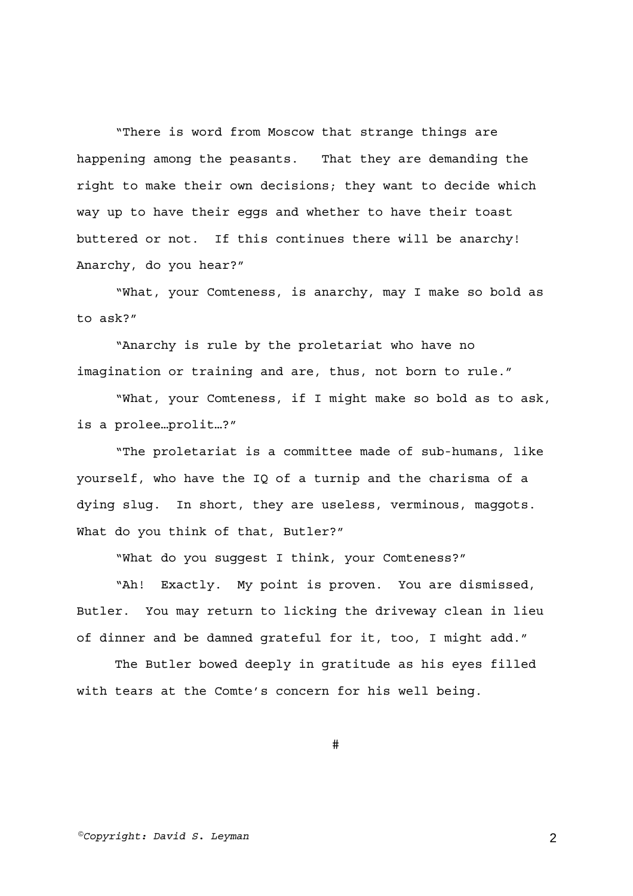"There is word from Moscow that strange things are happening among the peasants.  That they are demanding the right to make their own decisions; they want to decide which way up to have their eggs and whether to have their toast buttered or not.  If this continues there will be anarchy! Anarchy, do you hear?"

"What, your Comteness, is anarchy, may I make so bold as to ask?"

"Anarchy is rule by the proletariat who have no imagination or training and are, thus, not born to rule."

"What, your Comteness, if I might make so bold as to ask, is a prolee…prolit…?"

"The proletariat is a committee made of sub-humans, like yourself, who have the IQ of a turnip and the charisma of a dying slug.  In short, they are useless, verminous, maggots. What do you think of that, Butler?"

"What do you suggest I think, your Comteness?"

"Ah!  Exactly.  My point is proven.  You are dismissed, Butler.  You may return to licking the driveway clean in lieu of dinner and be damned grateful for it, too, I might add."

The Butler bowed deeply in gratitude as his eyes filled with tears at the Comte's concern for his well being.

#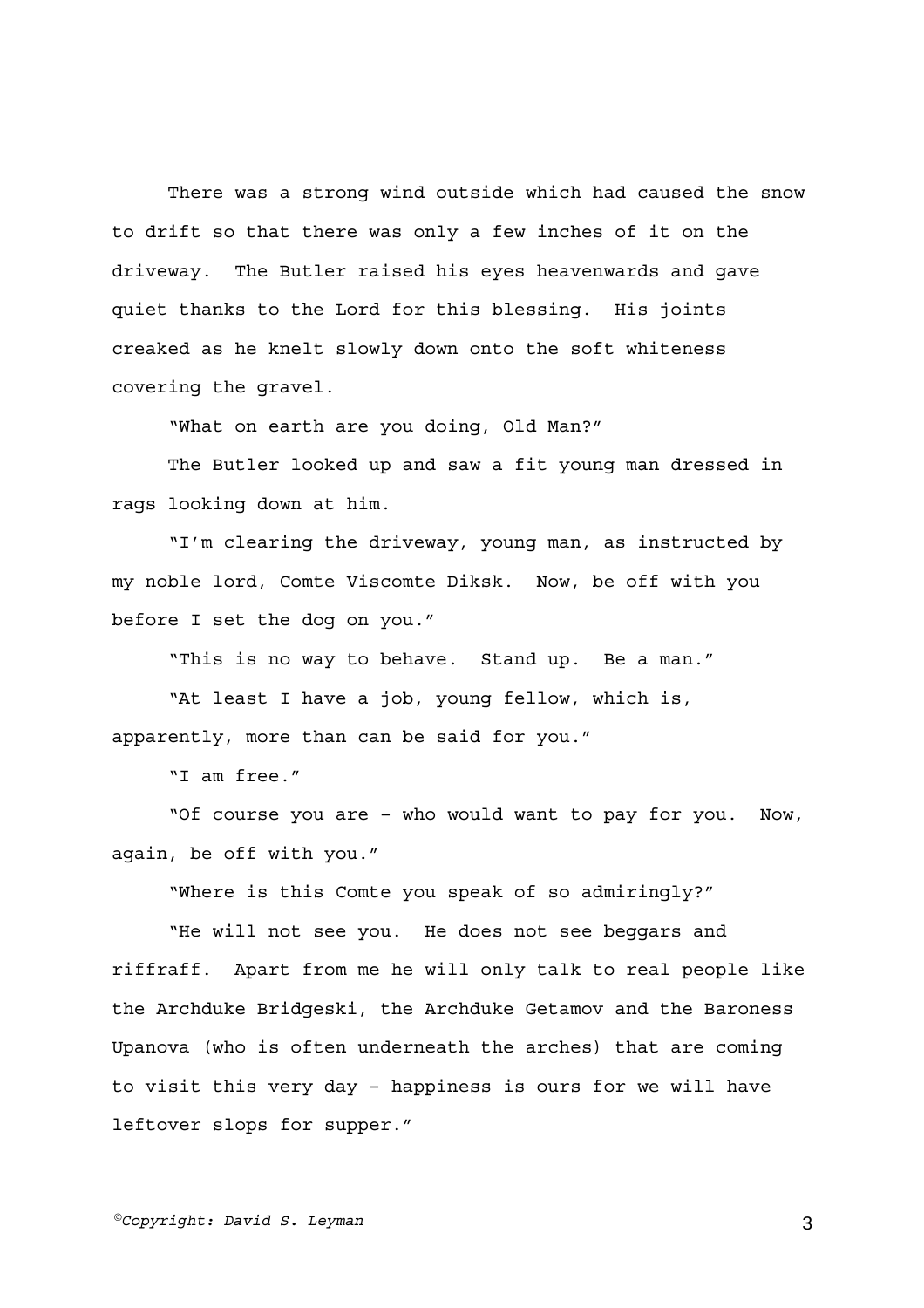There was a strong wind outside which had caused the snow to drift so that there was only a few inches of it on the driveway. The Butler raised his eyes heavenwards and gave quiet thanks to the Lord for this blessing. His joints creaked as he knelt slowly down onto the soft whiteness covering the gravel.

"What on earth are you doing, Old Man?"

The Butler looked up and saw a fit young man dressed in rags looking down at him.

"I'm clearing the driveway, young man, as instructed by my noble lord, Comte Viscomte Diksk. Now, be off with you before I set the dog on you."

"This is no way to behave. Stand up. Be a man."

"At least I have a job, young fellow, which is, apparently, more than can be said for you."

"I am free."

"Of course you are – who would want to pay for you. Now, again, be off with you."

"Where is this Comte you speak of so admiringly?"

"He will not see you. He does not see beggars and riffraff. Apart from me he will only talk to real people like the Archduke Bridgeski, the Archduke Getamov and the Baroness Upanova (who is often underneath the arches) that are coming to visit this very day – happiness is ours for we will have leftover slops for supper."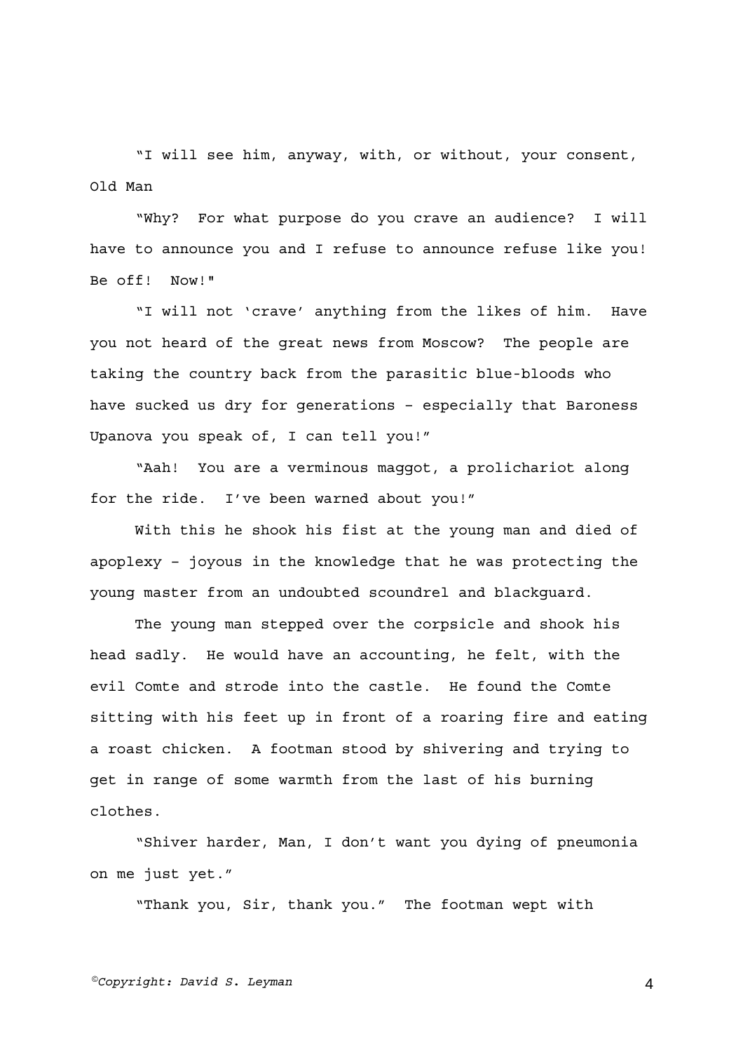"I will see him, anyway, with, or without, your consent, Old Man

"Why? For what purpose do you crave an audience? I will have to announce you and I refuse to announce refuse like you! Be off! Now!"

"I will not 'crave' anything from the likes of him. Have you not heard of the great news from Moscow? The people are taking the country back from the parasitic blue-bloods who have sucked us dry for generations – especially that Baroness Upanova you speak of, I can tell you!"

"Aah! You are a verminous maggot, a prolichariot along for the ride. I've been warned about you!"

With this he shook his fist at the young man and died of apoplexy – joyous in the knowledge that he was protecting the young master from an undoubted scoundrel and blackguard.

The young man stepped over the corpsicle and shook his head sadly. He would have an accounting, he felt, with the evil Comte and strode into the castle. He found the Comte sitting with his feet up in front of a roaring fire and eating a roast chicken. A footman stood by shivering and trying to get in range of some warmth from the last of his burning clothes.

"Shiver harder, Man, I don't want you dying of pneumonia on me just yet."

"Thank you, Sir, thank you." The footman wept with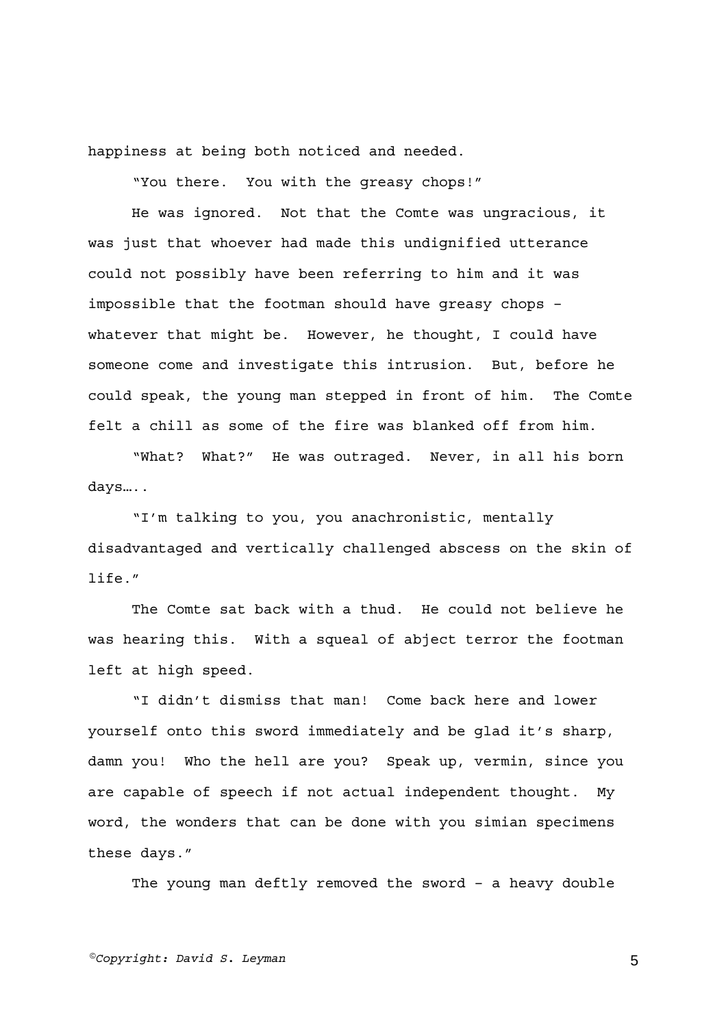happiness at being both noticed and needed.

"You there. You with the greasy chops!"

He was ignored. Not that the Comte was ungracious, it was just that whoever had made this undignified utterance could not possibly have been referring to him and it was impossible that the footman should have greasy chops – whatever that might be. However, he thought, I could have someone come and investigate this intrusion. But, before he could speak, the young man stepped in front of him. The Comte felt a chill as some of the fire was blanked off from him.

"What? What?" He was outraged. Never, in all his born days…..

"I'm talking to you, you anachronistic, mentally disadvantaged and vertically challenged abscess on the skin of life."

The Comte sat back with a thud. He could not believe he was hearing this. With a squeal of abject terror the footman left at high speed.

"I didn't dismiss that man! Come back here and lower yourself onto this sword immediately and be glad it's sharp, damn you! Who the hell are you? Speak up, vermin, since you are capable of speech if not actual independent thought. My word, the wonders that can be done with you simian specimens these days."

The young man deftly removed the sword – a heavy double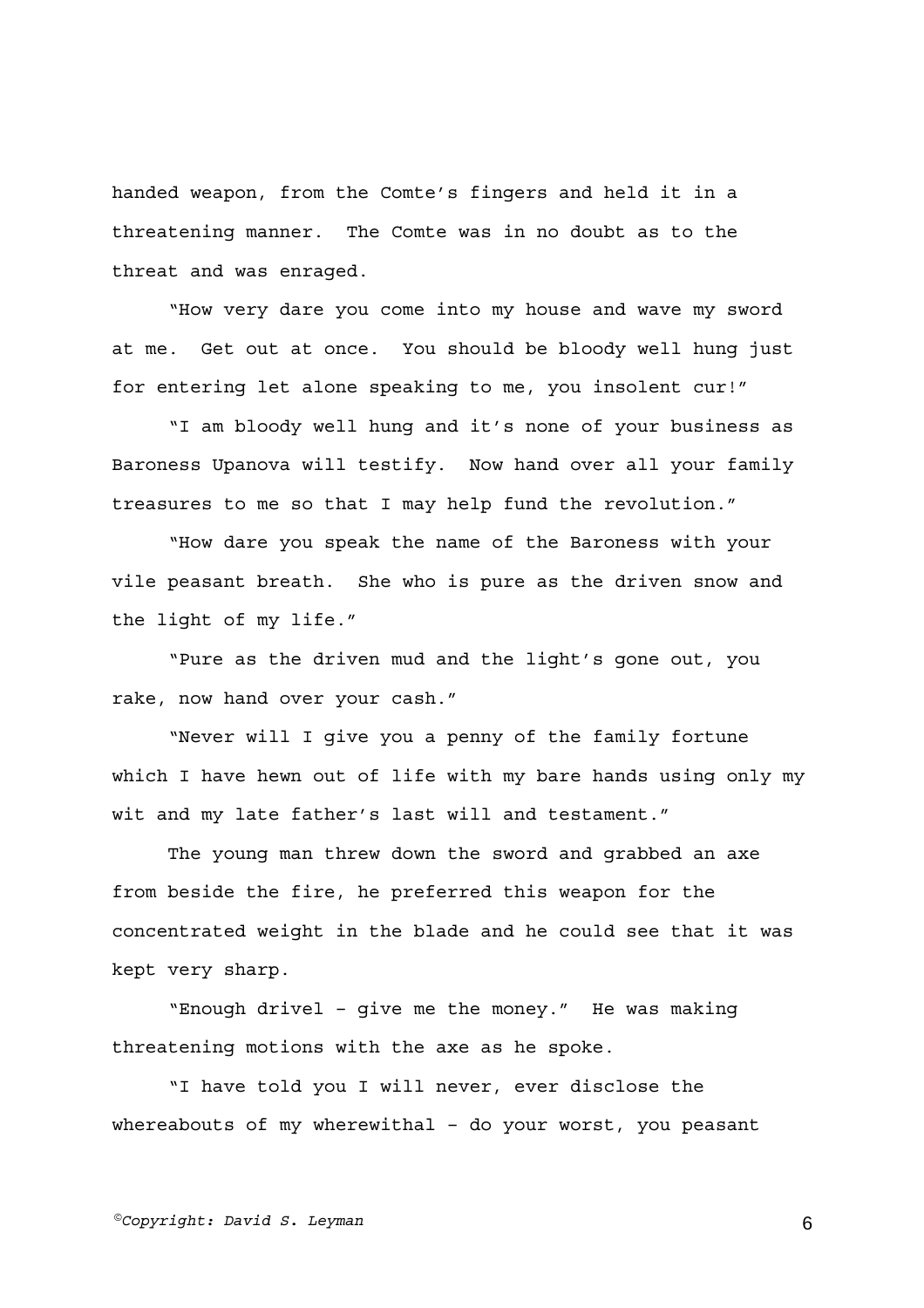handed weapon, from the Comte's fingers and held it in a threatening manner. The Comte was in no doubt as to the threat and was enraged.

"How very dare you come into my house and wave my sword at me. Get out at once. You should be bloody well hung just for entering let alone speaking to me, you insolent cur!"

"I am bloody well hung and it's none of your business as Baroness Upanova will testify. Now hand over all your family treasures to me so that I may help fund the revolution."

"How dare you speak the name of the Baroness with your vile peasant breath. She who is pure as the driven snow and the light of my life."

"Pure as the driven mud and the light's gone out, you rake, now hand over your cash."

"Never will I give you a penny of the family fortune which I have hewn out of life with my bare hands using only my wit and my late father's last will and testament."

The young man threw down the sword and grabbed an axe from beside the fire, he preferred this weapon for the concentrated weight in the blade and he could see that it was kept very sharp.

"Enough drivel – give me the money." He was making threatening motions with the axe as he spoke.

"I have told you I will never, ever disclose the whereabouts of my wherewithal – do your worst, you peasant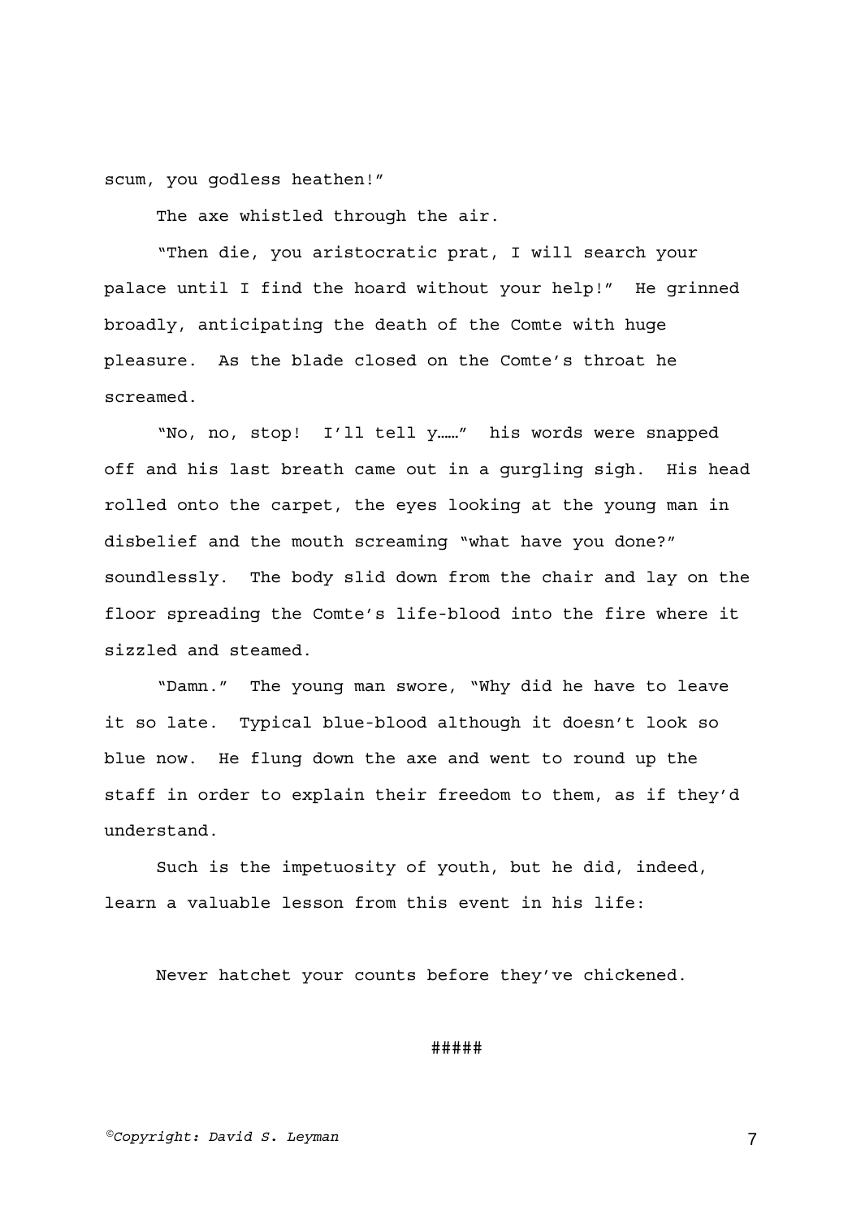scum, you godless heathen!"

The axe whistled through the air.

"Then die, you aristocratic prat, I will search your palace until I find the hoard without your help!" He grinned broadly, anticipating the death of the Comte with huge pleasure. As the blade closed on the Comte's throat he screamed.

"No, no, stop! I'll tell y……" his words were snapped off and his last breath came out in a gurgling sigh. His head rolled onto the carpet, the eyes looking at the young man in disbelief and the mouth screaming "what have you done?" soundlessly. The body slid down from the chair and lay on the floor spreading the Comte's life-blood into the fire where it sizzled and steamed.

"Damn." The young man swore, "Why did he have to leave it so late. Typical blue-blood although it doesn't look so blue now. He flung down the axe and went to round up the staff in order to explain their freedom to them, as if they'd understand.

Such is the impetuosity of youth, but he did, indeed, learn a valuable lesson from this event in his life:

Never hatchet your counts before they've chickened.

#####

*©Copyright: David S. Leyman*